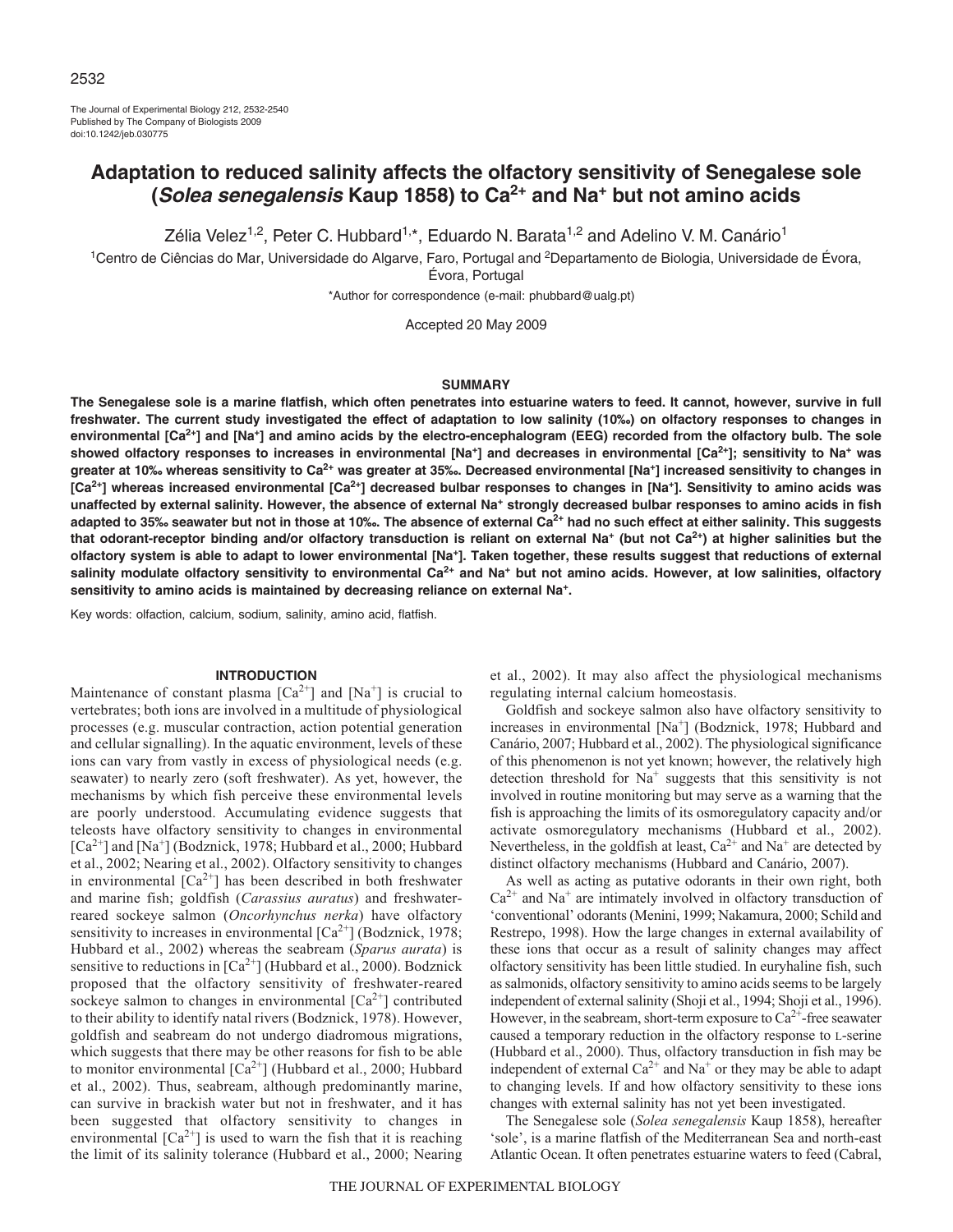The Journal of Experimental Biology 212, 2532-2540
Published by The Company of Biologists 2009
doi:10.1242/jeb.030775

# Adaptation to reduced salinity affects the olfactory sensitivity of Senegalese sole (*Solea senegalensis* Kaup 1858) to $Ca^{2+}$ and $Na^{+}$ but not amino acids

Zélia Velez[1,2], Peter C. Hubbard[1,*], Eduardo N. Barata[1,2] and Adelino V. M. Canário[1]

[1]Centro de Ciências do Mar, Universidade do Algarve, Faro, Portugal and [2]Departamento de Biologia, Universidade de Évora, Évora, Portugal

*Author for correspondence (e-mail: phubbard@ualg.pt)

Accepted 20 May 2009

## SUMMARY

**The Senegalese sole is a marine flatfish, which often penetrates into estuarine waters to feed. It cannot, however, survive in full freshwater. The current study investigated the effect of adaptation to low salinity (10‰) on olfactory responses to changes in environmental [$Ca^{2+}$] and [$Na^{+}$] and amino acids by the electro-encephalogram (EEG) recorded from the olfactory bulb. The sole showed olfactory responses to increases in environmental [$Na^{+}$] and decreases in environmental [$Ca^{2+}$]; sensitivity to $Na^{+}$ was greater at 10‰ whereas sensitivity to $Ca^{2+}$ was greater at 35‰. Decreased environmental [$Na^{+}$] increased sensitivity to changes in [$Ca^{2+}$] whereas increased environmental [$Ca^{2+}$] decreased bulbar responses to changes in [$Na^{+}$]. Sensitivity to amino acids was unaffected by external salinity. However, the absence of external $Na^{+}$ strongly decreased bulbar responses to amino acids in fish adapted to 35‰ seawater but not in those at 10‰. The absence of external $Ca^{2+}$ had no such effect at either salinity. This suggests that odorant-receptor binding and/or olfactory transduction is reliant on external $Na^{+}$ (but not $Ca^{2+}$) at higher salinities but the olfactory system is able to adapt to lower environmental [$Na^{+}$]. Taken together, these results suggest that reductions of external salinity modulate olfactory sensitivity to environmental $Ca^{2+}$ and $Na^{+}$ but not amino acids. However, at low salinities, olfactory sensitivity to amino acids is maintained by decreasing reliance on external $Na^{+}$.**

Key words: olfaction, calcium, sodium, salinity, amino acid, flatfish.

## INTRODUCTION

Maintenance of constant plasma [$Ca^{2+}$] and [$Na^{+}$] is crucial to vertebrates; both ions are involved in a multitude of physiological processes (e.g. muscular contraction, action potential generation and cellular signalling). In the aquatic environment, levels of these ions can vary from vastly in excess of physiological needs (e.g. seawater) to nearly zero (soft freshwater). As yet, however, the mechanisms by which fish perceive these environmental levels are poorly understood. Accumulating evidence suggests that teleosts have olfactory sensitivity to changes in environmental [$Ca^{2+}$] and [$Na^{+}$] (Bodznick, 1978; Hubbard et al., 2000; Hubbard et al., 2002; Nearing et al., 2002). Olfactory sensitivity to changes in environmental [$Ca^{2+}$] has been described in both freshwater and marine fish; goldfish (*Carassius auratus*) and freshwater-reared sockeye salmon (*Oncorhynchus nerka*) have olfactory sensitivity to increases in environmental [$Ca^{2+}$] (Bodznick, 1978; Hubbard et al., 2002) whereas the seabream (*Sparus aurata*) is sensitive to reductions in [$Ca^{2+}$] (Hubbard et al., 2000). Bodznick proposed that the olfactory sensitivity of freshwater-reared sockeye salmon to changes in environmental [$Ca^{2+}$] contributed to their ability to identify natal rivers (Bodznick, 1978). However, goldfish and seabream do not undergo diadromous migrations, which suggests that there may be other reasons for fish to be able to monitor environmental [$Ca^{2+}$] (Hubbard et al., 2000; Hubbard et al., 2002). Thus, seabream, although predominantly marine, can survive in brackish water but not in freshwater, and it has been suggested that olfactory sensitivity to changes in environmental [$Ca^{2+}$] is used to warn the fish that it is reaching the limit of its salinity tolerance (Hubbard et al., 2000; Nearing et al., 2002). It may also affect the physiological mechanisms regulating internal calcium homeostasis.

Goldfish and sockeye salmon also have olfactory sensitivity to increases in environmental [$Na^{+}$] (Bodznick, 1978; Hubbard and Canário, 2007; Hubbard et al., 2002). The physiological significance of this phenomenon is not yet known; however, the relatively high detection threshold for $Na^{+}$ suggests that this sensitivity is not involved in routine monitoring but may serve as a warning that the fish is approaching the limits of its osmoregulatory capacity and/or activate osmoregulatory mechanisms (Hubbard et al., 2002). Nevertheless, in the goldfish at least, $Ca^{2+}$ and $Na^{+}$ are detected by distinct olfactory mechanisms (Hubbard and Canário, 2007).

As well as acting as putative odorants in their own right, both $Ca^{2+}$ and $Na^{+}$ are intimately involved in olfactory transduction of 'conventional' odorants (Menini, 1999; Nakamura, 2000; Schild and Restrepo, 1998). How the large changes in external availability of these ions that occur as a result of salinity changes may affect olfactory sensitivity has been little studied. In euryhaline fish, such as salmonids, olfactory sensitivity to amino acids seems to be largely independent of external salinity (Shoji et al., 1994; Shoji et al., 1996). However, in the seabream, short-term exposure to $Ca^{2+}$-free seawater caused a temporary reduction in the olfactory response to L-serine (Hubbard et al., 2000). Thus, olfactory transduction in fish may be independent of external $Ca^{2+}$ and $Na^{+}$ or they may be able to adapt to changing levels. If and how olfactory sensitivity to these ions changes with external salinity has not yet been investigated.

The Senegalese sole (*Solea senegalensis* Kaup 1858), hereafter 'sole', is a marine flatfish of the Mediterranean Sea and north-east Atlantic Ocean. It often penetrates estuarine waters to feed (Cabral,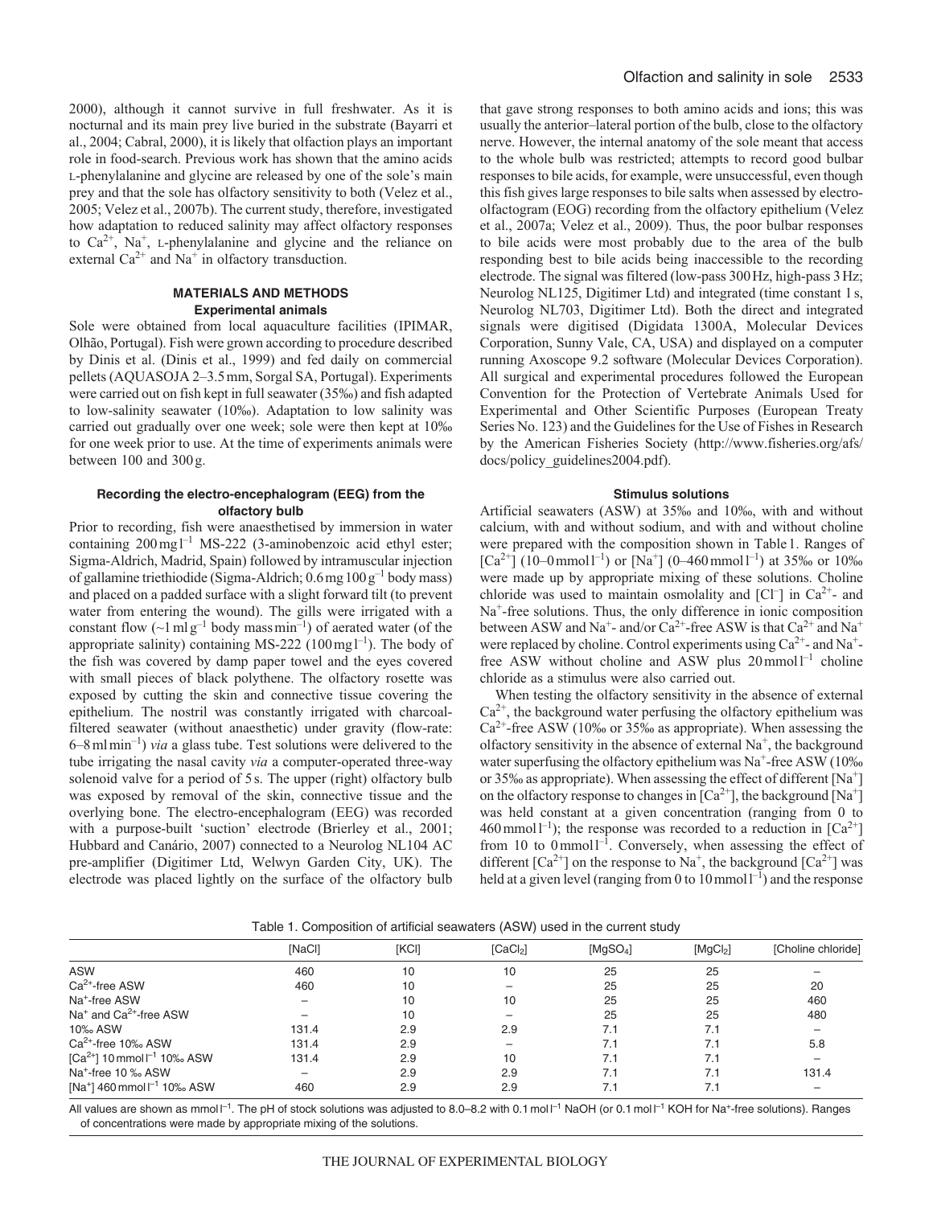2000), although it cannot survive in full freshwater. As it is nocturnal and its main prey live buried in the substrate (Bayarri et al., 2004; Cabral, 2000), it is likely that olfaction plays an important role in food-search. Previous work has shown that the amino acids L-phenylalanine and glycine are released by one of the sole's main prey and that the sole has olfactory sensitivity to both (Velez et al., 2005; Velez et al., 2007b). The current study, therefore, investigated how adaptation to reduced salinity may affect olfactory responses to $Ca^{2+}$, $Na^{+}$, L-phenylalanine and glycine and the reliance on external $Ca^{2+}$ and $Na^{+}$ in olfactory transduction.

## MATERIALS AND METHODS

### Experimental animals

Sole were obtained from local aquaculture facilities (IPIMAR, Olhão, Portugal). Fish were grown according to procedure described by Dinis et al. (Dinis et al., 1999) and fed daily on commercial pellets (AQUASOJA 2–3.5 mm, Sorgal SA, Portugal). Experiments were carried out on fish kept in full seawater (35‰) and fish adapted to low-salinity seawater (10‰). Adaptation to low salinity was carried out gradually over one week; sole were then kept at 10‰ for one week prior to use. At the time of experiments animals were between 100 and 300 g.

### Recording the electro-encephalogram (EEG) from the olfactory bulb

Prior to recording, fish were anaesthetised by immersion in water containing 200 mg l$^{-1}$ MS-222 (3-aminobenzoic acid ethyl ester; Sigma-Aldrich, Madrid, Spain) followed by intramuscular injection of gallamine triethiodide (Sigma-Aldrich; 0.6 mg 100 g$^{-1}$ body mass) and placed on a padded surface with a slight forward tilt (to prevent water from entering the wound). The gills were irrigated with a constant flow (~1 ml g$^{-1}$ body mass min$^{-1}$) of aerated water (of the appropriate salinity) containing MS-222 (100 mg l$^{-1}$). The body of the fish was covered by damp paper towel and the eyes covered with small pieces of black polythene. The olfactory rosette was exposed by cutting the skin and connective tissue covering the epithelium. The nostril was constantly irrigated with charcoal-filtered seawater (without anaesthetic) under gravity (flow-rate: 6–8 ml min$^{-1}$) *via* a glass tube. Test solutions were delivered to the tube irrigating the nasal cavity *via* a computer-operated three-way solenoid valve for a period of 5 s. The upper (right) olfactory bulb was exposed by removal of the skin, connective tissue and the overlying bone. The electro-encephalogram (EEG) was recorded with a purpose-built 'suction' electrode (Brierley et al., 2001; Hubbard and Canário, 2007) connected to a Neurolog NL104 AC pre-amplifier (Digitimer Ltd, Welwyn Garden City, UK). The electrode was placed lightly on the surface of the olfactory bulb that gave strong responses to both amino acids and ions; this was usually the anterior–lateral portion of the bulb, close to the olfactory nerve. However, the internal anatomy of the sole meant that access to the whole bulb was restricted; attempts to record good bulbar responses to bile acids, for example, were unsuccessful, even though this fish gives large responses to bile salts when assessed by electro-olfactogram (EOG) recording from the olfactory epithelium (Velez et al., 2007a; Velez et al., 2009). Thus, the poor bulbar responses to bile acids were most probably due to the area of the bulb responding best to bile acids being inaccessible to the recording electrode. The signal was filtered (low-pass 300 Hz, high-pass 3 Hz; Neurolog NL125, Digitimer Ltd) and integrated (time constant 1 s, Neurolog NL703, Digitimer Ltd). Both the direct and integrated signals were digitised (Digidata 1300A, Molecular Devices Corporation, Sunny Vale, CA, USA) and displayed on a computer running Axoscope 9.2 software (Molecular Devices Corporation). All surgical and experimental procedures followed the European Convention for the Protection of Vertebrate Animals Used for Experimental and Other Scientific Purposes (European Treaty Series No. 123) and the Guidelines for the Use of Fishes in Research by the American Fisheries Society (http://www.fisheries.org/afs/docs/policy_guidelines2004.pdf).

### Stimulus solutions

Artificial seawaters (ASW) at 35‰ and 10‰, with and without calcium, with and without sodium, and with and without choline were prepared with the composition shown in Table 1. Ranges of [$Ca^{2+}$] (10–0 mmol l$^{-1}$) or [$Na^{+}$] (0–460 mmol l$^{-1}$) at 35‰ or 10‰ were made up by appropriate mixing of these solutions. Choline chloride was used to maintain osmolality and [$Cl^{-}$] in $Ca^{2+}$- and $Na^{+}$-free solutions. Thus, the only difference in ionic composition between ASW and $Na^{+}$- and/or $Ca^{2+}$-free ASW is that $Ca^{2+}$ and $Na^{+}$ were replaced by choline. Control experiments using $Ca^{2+}$- and $Na^{+}$-free ASW without choline and ASW plus 20 mmol l$^{-1}$ choline chloride as a stimulus were also carried out.

When testing the olfactory sensitivity in the absence of external $Ca^{2+}$, the background water perfusing the olfactory epithelium was $Ca^{2+}$-free ASW (10‰ or 35‰ as appropriate). When assessing the olfactory sensitivity in the absence of external $Na^{+}$, the background water superfusing the olfactory epithelium was $Na^{+}$-free ASW (10‰ or 35‰ as appropriate). When assessing the effect of different [$Na^{+}$] on the olfactory response to changes in [$Ca^{2+}$], the background [$Na^{+}$] was held constant at a given concentration (ranging from 0 to 460 mmol l$^{-1}$); the response was recorded to a reduction in [$Ca^{2+}$] from 10 to 0 mmol l$^{-1}$. Conversely, when assessing the effect of different [$Ca^{2+}$] on the response to $Na^{+}$, the background [$Ca^{2+}$] was held at a given level (ranging from 0 to 10 mmol l$^{-1}$) and the response

Table 1. Composition of artificial seawaters (ASW) used in the current study

| | [NaCl] | [KCl] | [$CaCl_2$] | [$MgSO_4$] | [$MgCl_2$] | [Choline chloride] |
|---|---|---|---|---|---|---|
| ASW | 460 | 10 | 10 | 25 | 25 | – |
| $Ca^{2+}$-free ASW | 460 | 10 | – | 25 | 25 | 20 |
| $Na^{+}$-free ASW | – | 10 | 10 | 25 | 25 | 460 |
| $Na^{+}$ and $Ca^{2+}$-free ASW | – | 10 | – | 25 | 25 | 480 |
| 10‰ ASW | 131.4 | 2.9 | 2.9 | 7.1 | 7.1 | – |
| $Ca^{2+}$-free 10‰ ASW | 131.4 | 2.9 | – | 7.1 | 7.1 | 5.8 |
| [$Ca^{2+}$] 10 mmol l$^{-1}$ 10‰ ASW | 131.4 | 2.9 | 10 | 7.1 | 7.1 | – |
| $Na^{+}$-free 10 ‰ ASW | – | 2.9 | 2.9 | 7.1 | 7.1 | 131.4 |
| [$Na^{+}$] 460 mmol l$^{-1}$ 10‰ ASW | 460 | 2.9 | 2.9 | 7.1 | 7.1 | – |

All values are shown as mmol l$^{-1}$. The pH of stock solutions was adjusted to 8.0–8.2 with 0.1 mol l$^{-1}$ NaOH (or 0.1 mol l$^{-1}$ KOH for $Na^{+}$-free solutions). Ranges of concentrations were made by appropriate mixing of the solutions.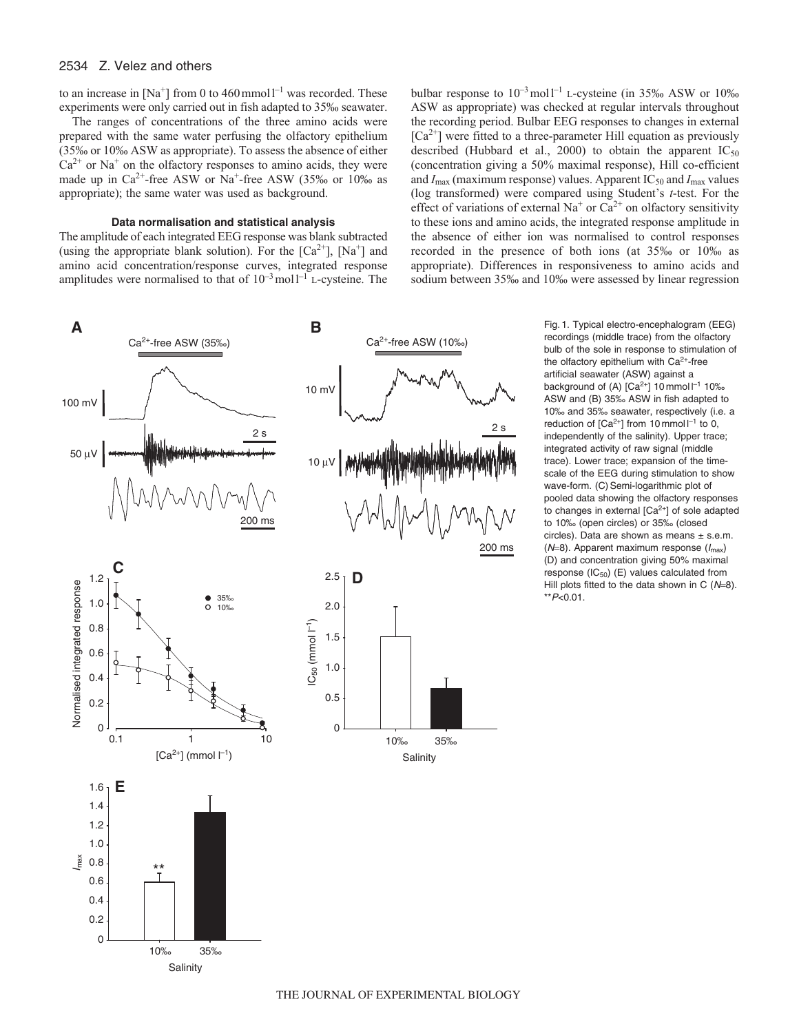to an increase in $[Na^+]$ from 0 to 460 mmol $l^{-1}$ was recorded. These experiments were only carried out in fish adapted to 35‰ seawater.

The ranges of concentrations of the three amino acids were prepared with the same water perfusing the olfactory epithelium (35‰ or 10‰ ASW as appropriate). To assess the absence of either $Ca^{2+}$ or $Na^+$ on the olfactory responses to amino acids, they were made up in $Ca^{2+}$-free ASW or $Na^+$-free ASW (35‰ or 10‰ as appropriate); the same water was used as background.

### Data normalisation and statistical analysis

The amplitude of each integrated EEG response was blank subtracted (using the appropriate blank solution). For the $[Ca^{2+}]$, $[Na^+]$ and amino acid concentration/response curves, integrated response amplitudes were normalised to that of $10^{-3}$ mol $l^{-1}$ L-cysteine. The bulbar response to $10^{-3}$ mol $l^{-1}$ L-cysteine (in 35‰ ASW or 10‰ ASW as appropriate) was checked at regular intervals throughout the recording period. Bulbar EEG responses to changes in external $[Ca^{2+}]$ were fitted to a three-parameter Hill equation as previously described (Hubbard et al., 2000) to obtain the apparent $IC_{50}$ (concentration giving a 50% maximal response), Hill co-efficient and $I_{max}$ (maximum response) values. Apparent $IC_{50}$ and $I_{max}$ values (log transformed) were compared using Student's *t*-test. For the effect of variations of external $Na^+$ or $Ca^{2+}$ on olfactory sensitivity to these ions and amino acids, the integrated response amplitude in the absence of either ion was normalised to control responses recorded in the presence of both ions (at 35‰ or 10‰ as appropriate). Differences in responsiveness to amino acids and sodium between 35‰ and 10‰ were assessed by linear regression

Fig. 1. Typical electro-encephalogram (EEG) recordings (middle trace) from the olfactory bulb of the sole in response to stimulation of the olfactory epithelium with $Ca^{2+}$-free artificial seawater (ASW) against a background of (A) $[Ca^{2+}]$ 10 mmol $l^{-1}$ 10‰ ASW and (B) 35‰ ASW in fish adapted to 10‰ and 35‰ seawater, respectively (i.e. a reduction of $[Ca^{2+}]$ from 10 mmol $l^{-1}$ to 0, independently of the salinity). Upper trace; integrated activity of raw signal (middle trace). Lower trace; expansion of the time-scale of the EEG during stimulation to show wave-form. (C) Semi-logarithmic plot of pooled data showing the olfactory responses to changes in external $[Ca^{2+}]$ of sole adapted to 10‰ (open circles) or 35‰ (closed circles). Data are shown as means ± s.e.m. ($N$=8). Apparent maximum response ($I_{max}$) (D) and concentration giving 50% maximal response ($IC_{50}$) (E) values calculated from Hill plots fitted to the data shown in C ($N$=8). $^{**}P<0.01$.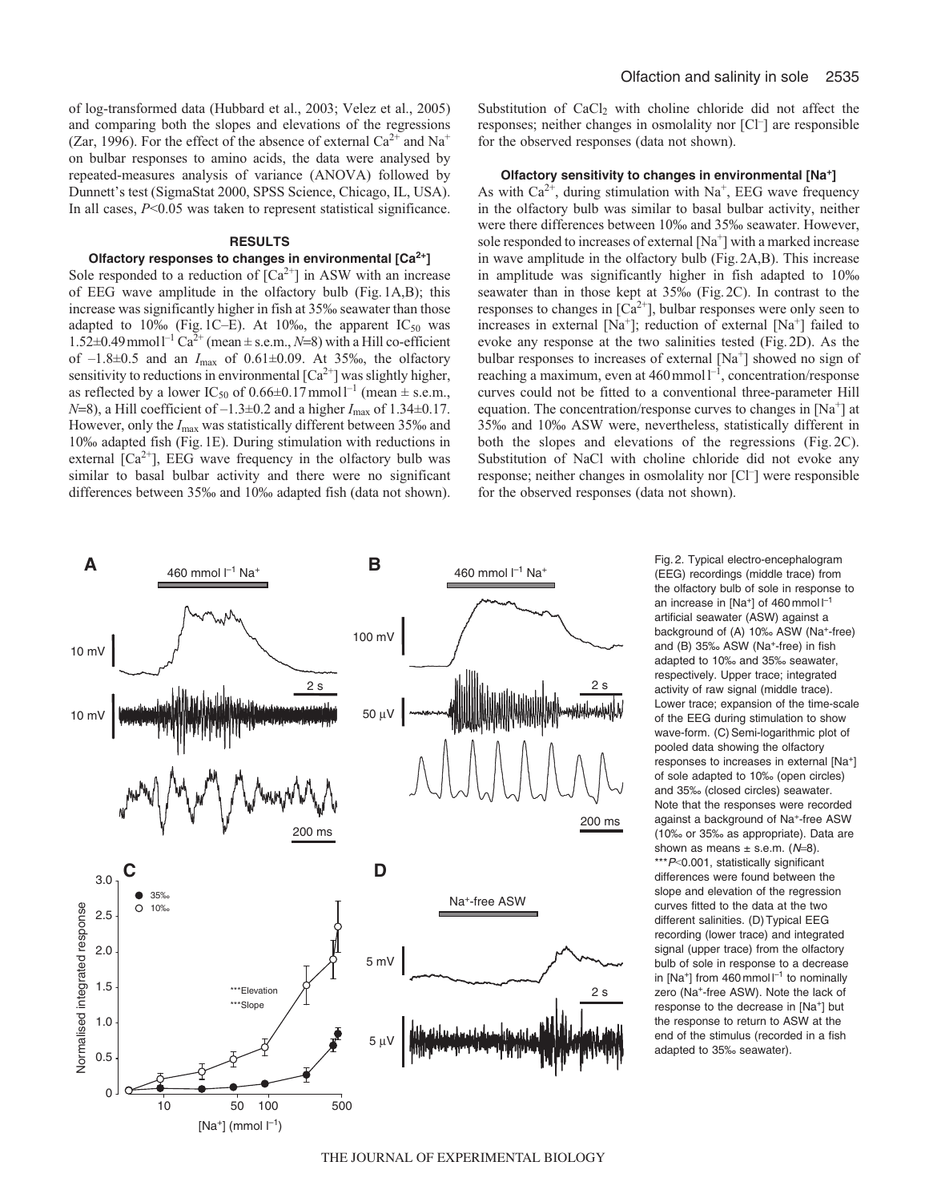of log-transformed data (Hubbard et al., 2003; Velez et al., 2005) and comparing both the slopes and elevations of the regressions (Zar, 1996). For the effect of the absence of external $Ca^{2+}$ and $Na^{+}$ on bulbar responses to amino acids, the data were analysed by repeated-measures analysis of variance (ANOVA) followed by Dunnett's test (SigmaStat 2000, SPSS Science, Chicago, IL, USA). In all cases, $P<0.05$ was taken to represent statistical significance.

## RESULTS

### Olfactory responses to changes in environmental [$Ca^{2+}$]

Sole responded to a reduction of [$Ca^{2+}$] in ASW with an increase of EEG wave amplitude in the olfactory bulb (Fig. 1A,B); this increase was significantly higher in fish at 35‰ seawater than those adapted to 10‰ (Fig. 1C–E). At 10‰, the apparent $IC_{50}$ was 1.52±0.49 mmol l$^{-1}$ $Ca^{2+}$ (mean ± s.e.m., $N$=8) with a Hill co-efficient of –1.8±0.5 and an $I_{max}$ of 0.61±0.09. At 35‰, the olfactory sensitivity to reductions in environmental [$Ca^{2+}$] was slightly higher, as reflected by a lower $IC_{50}$ of 0.66±0.17 mmol l$^{-1}$ (mean ± s.e.m., $N$=8), a Hill coefficient of –1.3±0.2 and a higher $I_{max}$ of 1.34±0.17. However, only the $I_{max}$ was statistically different between 35‰ and 10‰ adapted fish (Fig. 1E). During stimulation with reductions in external [$Ca^{2+}$], EEG wave frequency in the olfactory bulb was similar to basal bulbar activity and there were no significant differences between 35‰ and 10‰ adapted fish (data not shown). Substitution of $CaCl_2$ with choline chloride did not affect the responses; neither changes in osmolality nor [$Cl^{-}$] are responsible for the observed responses (data not shown).

### Olfactory sensitivity to changes in environmental [$Na^{+}$]

As with $Ca^{2+}$, during stimulation with $Na^{+}$, EEG wave frequency in the olfactory bulb was similar to basal bulbar activity, neither were there differences between 10‰ and 35‰ seawater. However, sole responded to increases of external [$Na^{+}$] with a marked increase in wave amplitude in the olfactory bulb (Fig. 2A,B). This increase in amplitude was significantly higher in fish adapted to 10‰ seawater than in those kept at 35‰ (Fig. 2C). In contrast to the responses to changes in [$Ca^{2+}$], bulbar responses were only seen to increases in external [$Na^{+}$]; reduction of external [$Na^{+}$] failed to evoke any response at the two salinities tested (Fig. 2D). As the bulbar responses to increases of external [$Na^{+}$] showed no sign of reaching a maximum, even at 460 mmol l$^{-1}$, concentration/response curves could not be fitted to a conventional three-parameter Hill equation. The concentration/response curves to changes in [$Na^{+}$] at 35‰ and 10‰ ASW were, nevertheless, statistically different in both the slopes and elevations of the regressions (Fig. 2C). Substitution of NaCl with choline chloride did not evoke any response; neither changes in osmolality nor [$Cl^{-}$] were responsible for the observed responses (data not shown).

Fig. 2. Typical electro-encephalogram (EEG) recordings (middle trace) from the olfactory bulb of sole in response to an increase in [$Na^{+}$] of 460 mmol l$^{-1}$ artificial seawater (ASW) against a background of (A) 10‰ ASW ($Na^{+}$-free) and (B) 35‰ ASW ($Na^{+}$-free) in fish adapted to 10‰ and 35‰ seawater, respectively. Upper trace; integrated activity of raw signal (middle trace). Lower trace; expansion of the time-scale of the EEG during stimulation to show wave-form. (C) Semi-logarithmic plot of pooled data showing the olfactory responses to increases in external [$Na^{+}$] of sole adapted to 10‰ (open circles) and 35‰ (closed circles) seawater. Note that the responses were recorded against a background of $Na^{+}$-free ASW (10‰ or 35‰ as appropriate). Data are shown as means ± s.e.m. ($N$=8). ***$P$<0.001, statistically significant differences were found between the slope and elevation of the regression curves fitted to the data at the two different salinities. (D) Typical EEG recording (lower trace) and integrated signal (upper trace) from the olfactory bulb of sole in response to a decrease in [$Na^{+}$] from 460 mmol l$^{-1}$ to nominally zero ($Na^{+}$-free ASW). Note the lack of response to the decrease in [$Na^{+}$] but the response to return to ASW at the end of the stimulus (recorded in a fish adapted to 35‰ seawater).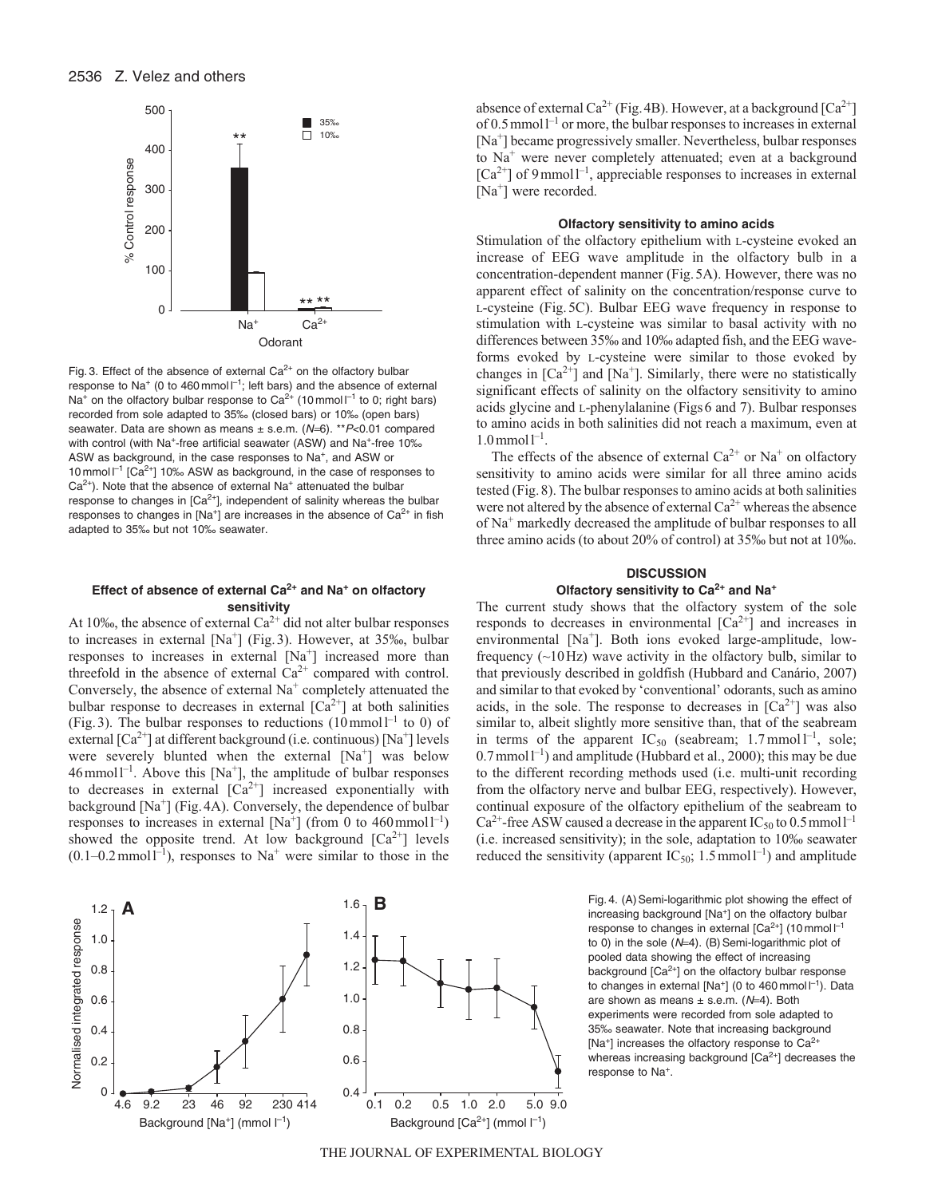Fig. 3. Effect of the absence of external $Ca^{2+}$ on the olfactory bulbar response to $Na^+$ (0 to 460 mmol l$^{-1}$; left bars) and the absence of external $Na^+$ on the olfactory bulbar response to $Ca^{2+}$ (10 mmol l$^{-1}$ to 0; right bars) recorded from sole adapted to 35‰ (closed bars) or 10‰ (open bars) seawater. Data are shown as means ± s.e.m. ($N$=6). ** $P$<0.01 compared with control (with $Na^+$-free artificial seawater (ASW) and $Na^+$-free 10‰ ASW as background, in the case responses to $Na^+$, and ASW or 10 mmol l$^{-1}$ [$Ca^{2+}$] 10‰ ASW as background, in the case of responses to $Ca^{2+}$). Note that the absence of external $Na^+$ attenuated the bulbar response to changes in [$Ca^{2+}$], independent of salinity whereas the bulbar responses to changes in [$Na^+$] are increases in the absence of $Ca^{2+}$ in fish adapted to 35‰ but not 10‰ seawater.

### Effect of absence of external $Ca^{2+}$ and $Na^+$ on olfactory sensitivity

At 10‰, the absence of external $Ca^{2+}$ did not alter bulbar responses to increases in external [$Na^+$] (Fig. 3). However, at 35‰, bulbar responses to increases in external [$Na^+$] increased more than threefold in the absence of external $Ca^{2+}$ compared with control. Conversely, the absence of external $Na^+$ completely attenuated the bulbar response to decreases in external [$Ca^{2+}$] at both salinities (Fig. 3). The bulbar responses to reductions (10 mmol l$^{-1}$ to 0) of external [$Ca^{2+}$] at different background (i.e. continuous) [$Na^+$] levels were severely blunted when the external [$Na^+$] was below 46 mmol l$^{-1}$. Above this [$Na^+$], the amplitude of bulbar responses to decreases in external [$Ca^{2+}$] increased exponentially with background [$Na^+$] (Fig. 4A). Conversely, the dependence of bulbar responses to increases in external [$Na^+$] (from 0 to 460 mmol l$^{-1}$) showed the opposite trend. At low background [$Ca^{2+}$] levels (0.1–0.2 mmol l$^{-1}$), responses to $Na^+$ were similar to those in the absence of external $Ca^{2+}$ (Fig. 4B). However, at a background [$Ca^{2+}$] of 0.5 mmol l$^{-1}$ or more, the bulbar responses to increases in external [$Na^+$] became progressively smaller. Nevertheless, bulbar responses to $Na^+$ were never completely attenuated; even at a background [$Ca^{2+}$] of 9 mmol l$^{-1}$, appreciable responses to increases in external [$Na^+$] were recorded.

### Olfactory sensitivity to amino acids

Stimulation of the olfactory epithelium with L-cysteine evoked an increase of EEG wave amplitude in the olfactory bulb in a concentration-dependent manner (Fig. 5A). However, there was no apparent effect of salinity on the concentration/response curve to L-cysteine (Fig. 5C). Bulbar EEG wave frequency in response to stimulation with L-cysteine was similar to basal activity with no differences between 35‰ and 10‰ adapted fish, and the EEG waveforms evoked by L-cysteine were similar to those evoked by changes in [$Ca^{2+}$] and [$Na^+$]. Similarly, there were no statistically significant effects of salinity on the olfactory sensitivity to amino acids glycine and L-phenylalanine (Figs 6 and 7). Bulbar responses to amino acids in both salinities did not reach a maximum, even at 1.0 mmol l$^{-1}$.

The effects of the absence of external $Ca^{2+}$ or $Na^+$ on olfactory sensitivity to amino acids were similar for all three amino acids tested (Fig. 8). The bulbar responses to amino acids at both salinities were not altered by the absence of external $Ca^{2+}$ whereas the absence of $Na^+$ markedly decreased the amplitude of bulbar responses to all three amino acids (to about 20% of control) at 35‰ but not at 10‰.

## DISCUSSION

### Olfactory sensitivity to $Ca^{2+}$ and $Na^+$

The current study shows that the olfactory system of the sole responds to decreases in environmental [$Ca^{2+}$] and increases in environmental [$Na^+$]. Both ions evoked large-amplitude, low-frequency (~10 Hz) wave activity in the olfactory bulb, similar to that previously described in goldfish (Hubbard and Canário, 2007) and similar to that evoked by 'conventional' odorants, such as amino acids, in the sole. The response to decreases in [$Ca^{2+}$] was also similar to, albeit slightly more sensitive than, that of the seabream in terms of the apparent $IC_{50}$ (seabream; 1.7 mmol l$^{-1}$, sole; 0.7 mmol l$^{-1}$) and amplitude (Hubbard et al., 2000); this may be due to the different recording methods used (i.e. multi-unit recording from the olfactory nerve and bulbar EEG, respectively). However, continual exposure of the olfactory epithelium of the seabream to $Ca^{2+}$-free ASW caused a decrease in the apparent $IC_{50}$ to 0.5 mmol l$^{-1}$ (i.e. increased sensitivity); in the sole, adaptation to 10‰ seawater reduced the sensitivity (apparent $IC_{50}$; 1.5 mmol l$^{-1}$) and amplitude

Fig. 4. (A) Semi-logarithmic plot showing the effect of increasing background [$Na^+$] on the olfactory bulbar response to changes in external [$Ca^{2+}$] (10 mmol l$^{-1}$ to 0) in the sole ($N$=4). (B) Semi-logarithmic plot of pooled data showing the effect of increasing background [$Ca^{2+}$] on the olfactory bulbar response to changes in external [$Na^+$] (0 to 460 mmol l$^{-1}$). Data are shown as means ± s.e.m. ($N$=4). Both experiments were recorded from sole adapted to 35‰ seawater. Note that increasing background [$Na^+$] increases the olfactory response to $Ca^{2+}$ whereas increasing background [$Ca^{2+}$] decreases the response to $Na^+$.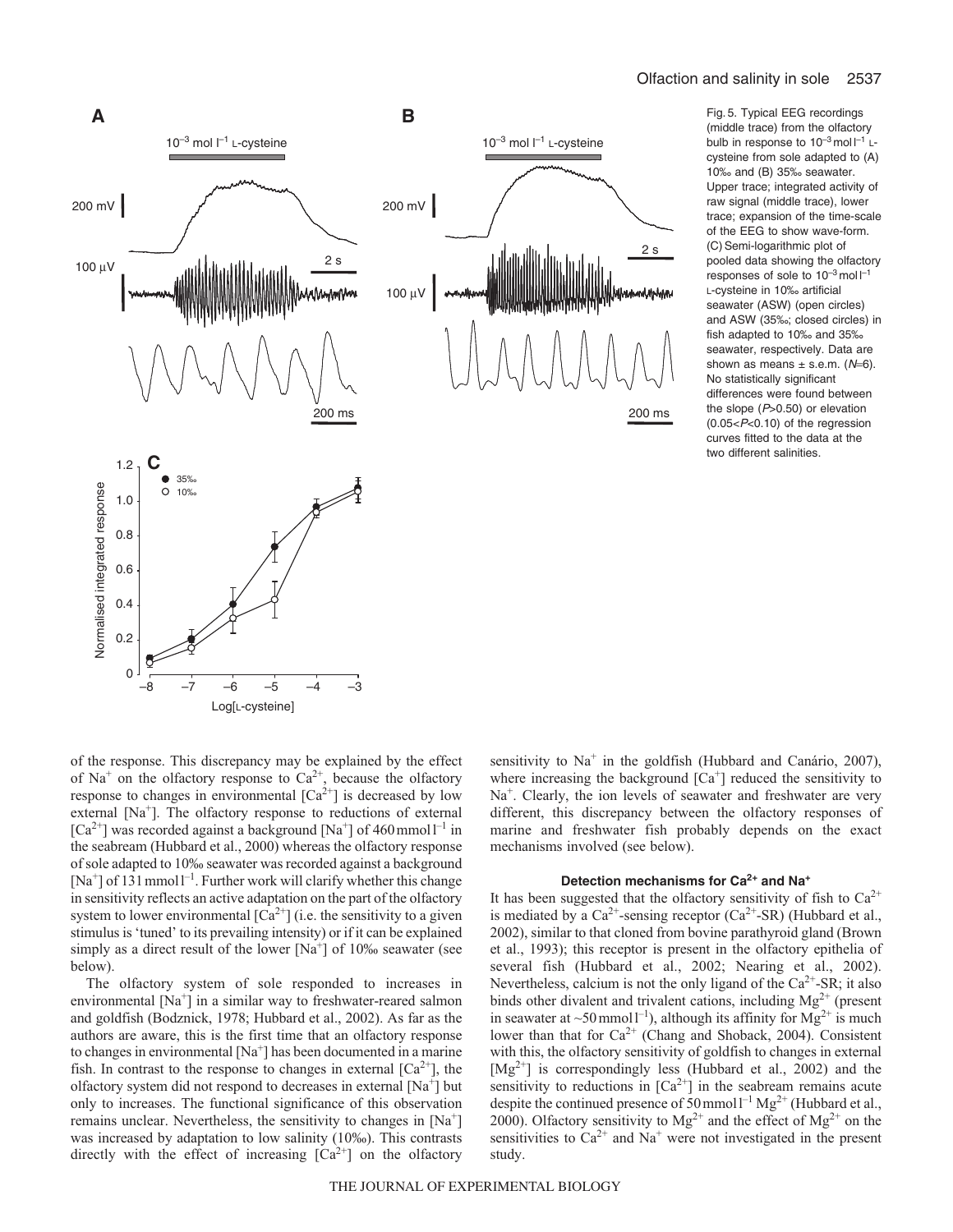Fig. 5. Typical EEG recordings (middle trace) from the olfactory bulb in response to $10^{-3}$ mol l$^{-1}$ L-cysteine from sole adapted to (A) 10‰ and (B) 35‰ seawater. Upper trace; integrated activity of raw signal (middle trace), lower trace; expansion of the time-scale of the EEG to show wave-form. (C) Semi-logarithmic plot of pooled data showing the olfactory responses of sole to $10^{-3}$ mol l$^{-1}$ L-cysteine in 10‰ artificial seawater (ASW) (open circles) and ASW (35‰; closed circles) in fish adapted to 10‰ and 35‰ seawater, respectively. Data are shown as means ± s.e.m. ($N$=6). No statistically significant differences were found between the slope ($P$>0.50) or elevation ($0.05<P<0.10$) of the regression curves fitted to the data at the two different salinities.

of the response. This discrepancy may be explained by the effect of $Na^+$ on the olfactory response to $Ca^{2+}$, because the olfactory response to changes in environmental $[Ca^{2+}]$ is decreased by low external $[Na^+]$. The olfactory response to reductions of external $[Ca^{2+}]$ was recorded against a background $[Na^+]$ of 460 mmol l$^{-1}$ in the seabream (Hubbard et al., 2000) whereas the olfactory response of sole adapted to 10‰ seawater was recorded against a background $[Na^+]$ of 131 mmol l$^{-1}$. Further work will clarify whether this change in sensitivity reflects an active adaptation on the part of the olfactory system to lower environmental $[Ca^{2+}]$ (i.e. the sensitivity to a given stimulus is 'tuned' to its prevailing intensity) or if it can be explained simply as a direct result of the lower $[Na^+]$ of 10‰ seawater (see below).

The olfactory system of sole responded to increases in environmental $[Na^+]$ in a similar way to freshwater-reared salmon and goldfish (Bodznick, 1978; Hubbard et al., 2002). As far as the authors are aware, this is the first time that an olfactory response to changes in environmental $[Na^+]$ has been documented in a marine fish. In contrast to the response to changes in external $[Ca^{2+}]$, the olfactory system did not respond to decreases in external $[Na^+]$ but only to increases. The functional significance of this observation remains unclear. Nevertheless, the sensitivity to changes in $[Na^+]$ was increased by adaptation to low salinity (10‰). This contrasts directly with the effect of increasing $[Ca^{2+}]$ on the olfactory sensitivity to $Na^+$ in the goldfish (Hubbard and Canário, 2007), where increasing the background $[Ca^+]$ reduced the sensitivity to $Na^+$. Clearly, the ion levels of seawater and freshwater are very different, this discrepancy between the olfactory responses of marine and freshwater fish probably depends on the exact mechanisms involved (see below).

### Detection mechanisms for $Ca^{2+}$ and $Na^+$

It has been suggested that the olfactory sensitivity of fish to $Ca^{2+}$ is mediated by a $Ca^{2+}$-sensing receptor ($Ca^{2+}$-SR) (Hubbard et al., 2002), similar to that cloned from bovine parathyroid gland (Brown et al., 1993); this receptor is present in the olfactory epithelia of several fish (Hubbard et al., 2002; Nearing et al., 2002). Nevertheless, calcium is not the only ligand of the $Ca^{2+}$-SR; it also binds other divalent and trivalent cations, including $Mg^{2+}$ (present in seawater at ~50 mmol l$^{-1}$), although its affinity for $Mg^{2+}$ is much lower than that for $Ca^{2+}$ (Chang and Shoback, 2004). Consistent with this, the olfactory sensitivity of goldfish to changes in external $[Mg^{2+}]$ is correspondingly less (Hubbard et al., 2002) and the sensitivity to reductions in $[Ca^{2+}]$ in the seabream remains acute despite the continued presence of 50 mmol l$^{-1}$ $Mg^{2+}$ (Hubbard et al., 2000). Olfactory sensitivity to $Mg^{2+}$ and the effect of $Mg^{2+}$ on the sensitivities to $Ca^{2+}$ and $Na^+$ were not investigated in the present study.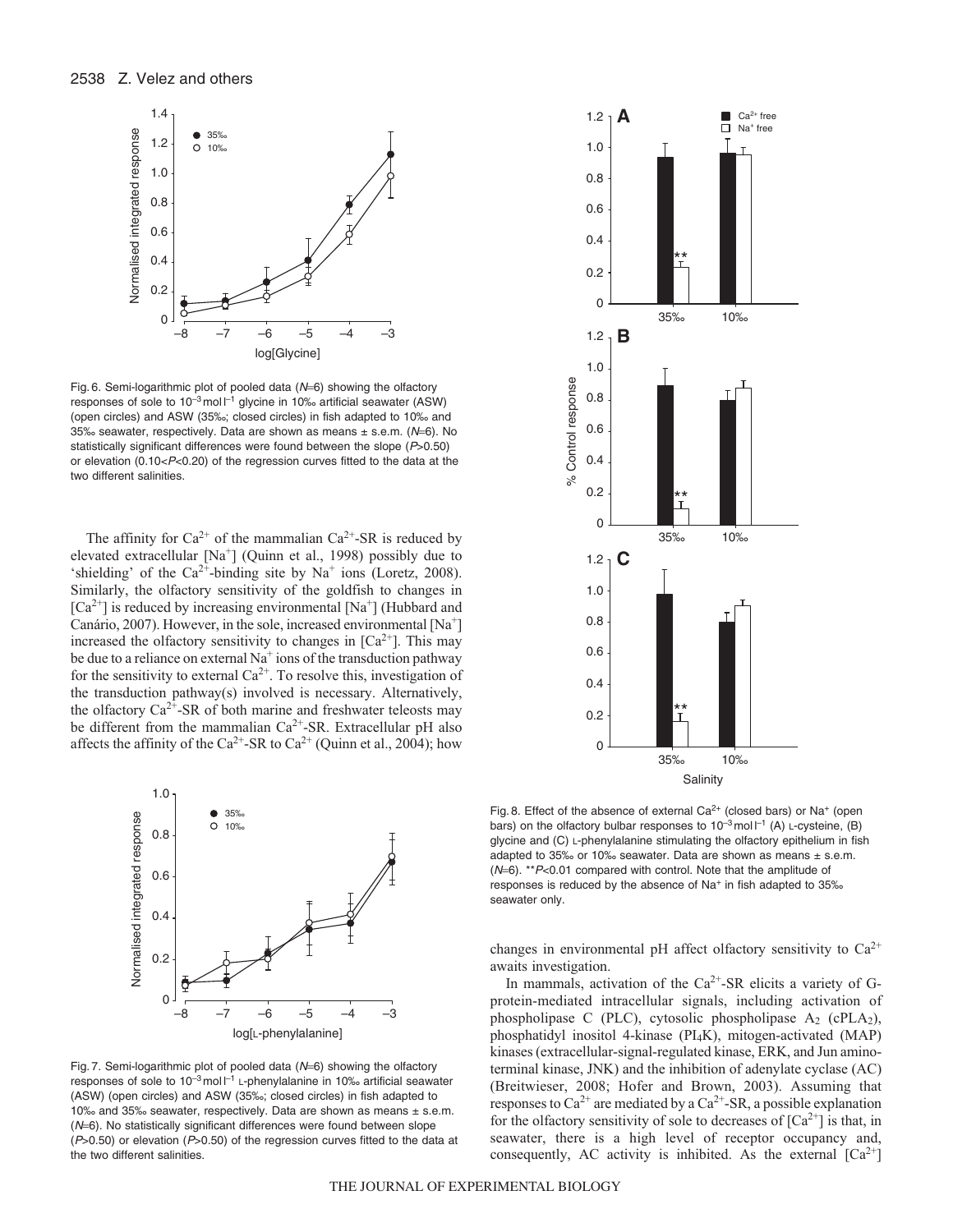Fig. 6. Semi-logarithmic plot of pooled data ($N$=6) showing the olfactory responses of sole to $10^{-3}$ mol l$^{-1}$ glycine in 10‰ artificial seawater (ASW) (open circles) and ASW (35‰; closed circles) in fish adapted to 10‰ and 35‰ seawater, respectively. Data are shown as means ± s.e.m. ($N$=6). No statistically significant differences were found between the slope ($P$>0.50) or elevation (0.10<$P$<0.20) of the regression curves fitted to the data at the two different salinities.

The affinity for $Ca^{2+}$ of the mammalian $Ca^{2+}$-SR is reduced by elevated extracellular [$Na^+$] (Quinn et al., 1998) possibly due to 'shielding' of the $Ca^{2+}$-binding site by $Na^+$ ions (Loretz, 2008). Similarly, the olfactory sensitivity of the goldfish to changes in [$Ca^{2+}$] is reduced by increasing environmental [$Na^+$] (Hubbard and Canário, 2007). However, in the sole, increased environmental [$Na^+$] increased the olfactory sensitivity to changes in [$Ca^{2+}$]. This may be due to a reliance on external $Na^+$ ions of the transduction pathway for the sensitivity to external $Ca^{2+}$. To resolve this, investigation of the transduction pathway(s) involved is necessary. Alternatively, the olfactory $Ca^{2+}$-SR of both marine and freshwater teleosts may be different from the mammalian $Ca^{2+}$-SR. Extracellular pH also affects the affinity of the $Ca^{2+}$-SR to $Ca^{2+}$ (Quinn et al., 2004); how changes in environmental pH affect olfactory sensitivity to $Ca^{2+}$ awaits investigation.

Fig. 7. Semi-logarithmic plot of pooled data ($N$=6) showing the olfactory responses of sole to $10^{-3}$ mol l$^{-1}$ L-phenylalanine in 10‰ artificial seawater (ASW) (open circles) and ASW (35‰; closed circles) in fish adapted to 10‰ and 35‰ seawater, respectively. Data are shown as means ± s.e.m. ($N$=6). No statistically significant differences were found between slope ($P$>0.50) or elevation ($P$>0.50) of the regression curves fitted to the data at the two different salinities.

Fig. 8. Effect of the absence of external $Ca^{2+}$ (closed bars) or $Na^+$ (open bars) on the olfactory bulbar responses to $10^{-3}$ mol l$^{-1}$ (A) L-cysteine, (B) glycine and (C) L-phenylalanine stimulating the olfactory epithelium in fish adapted to 35‰ or 10‰ seawater. Data are shown as means ± s.e.m. ($N$=6). **$P$<0.01 compared with control. Note that the amplitude of responses is reduced by the absence of $Na^+$ in fish adapted to 35‰ seawater only.

In mammals, activation of the $Ca^{2+}$-SR elicits a variety of G-protein-mediated intracellular signals, including activation of phospholipase C (PLC), cytosolic phospholipase $A_2$ (cPLA$_2$), phosphatidyl inositol 4-kinase (PI$_4$K), mitogen-activated (MAP) kinases (extracellular-signal-regulated kinase, ERK, and Jun amino-terminal kinase, JNK) and the inhibition of adenylate cyclase (AC) (Breitwieser, 2008; Hofer and Brown, 2003). Assuming that responses to $Ca^{2+}$ are mediated by a $Ca^{2+}$-SR, a possible explanation for the olfactory sensitivity of sole to decreases of [$Ca^{2+}$] is that, in seawater, there is a high level of receptor occupancy and, consequently, AC activity is inhibited. As the external [$Ca^{2+}$]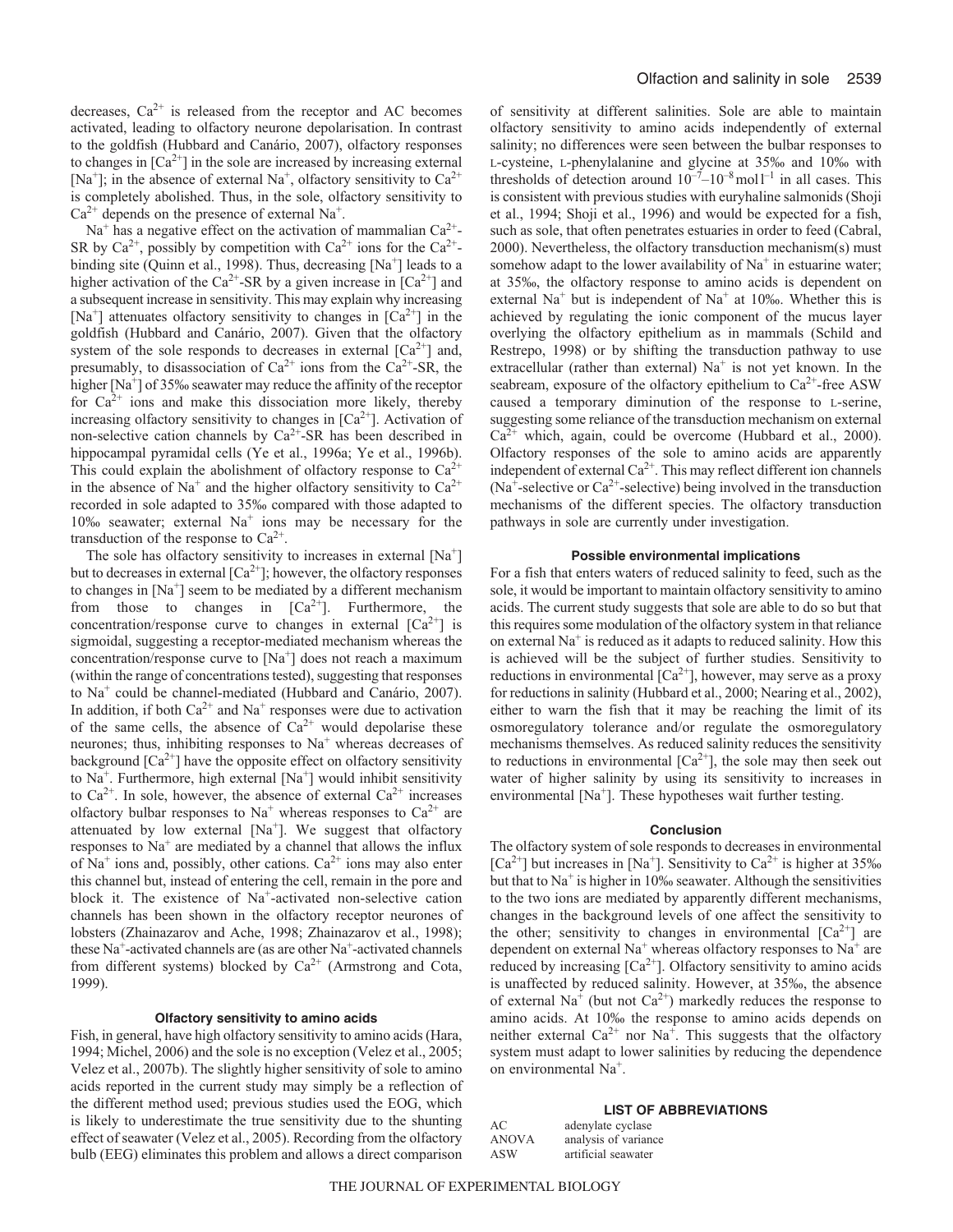decreases, $Ca^{2+}$ is released from the receptor and AC becomes activated, leading to olfactory neurone depolarisation. In contrast to the goldfish (Hubbard and Canário, 2007), olfactory responses to changes in $[Ca^{2+}]$ in the sole are increased by increasing external $[Na^+]$; in the absence of external $Na^+$, olfactory sensitivity to $Ca^{2+}$ is completely abolished. Thus, in the sole, olfactory sensitivity to $Ca^{2+}$ depends on the presence of external $Na^+$.

$Na^+$ has a negative effect on the activation of mammalian $Ca^{2+}$-SR by $Ca^{2+}$, possibly by competition with $Ca^{2+}$ ions for the $Ca^{2+}$-binding site (Quinn et al., 1998). Thus, decreasing $[Na^+]$ leads to a higher activation of the $Ca^{2+}$-SR by a given increase in $[Ca^{2+}]$ and a subsequent increase in sensitivity. This may explain why increasing $[Na^+]$ attenuates olfactory sensitivity to changes in $[Ca^{2+}]$ in the goldfish (Hubbard and Canário, 2007). Given that the olfactory system of the sole responds to decreases in external $[Ca^{2+}]$ and, presumably, to disassociation of $Ca^{2+}$ ions from the $Ca^{2+}$-SR, the higher $[Na^+]$ of 35‰ seawater may reduce the affinity of the receptor for $Ca^{2+}$ ions and make this dissociation more likely, thereby increasing olfactory sensitivity to changes in $[Ca^{2+}]$. Activation of non-selective cation channels by $Ca^{2+}$-SR has been described in hippocampal pyramidal cells (Ye et al., 1996a; Ye et al., 1996b). This could explain the abolishment of olfactory response to $Ca^{2+}$ in the absence of $Na^+$ and the higher olfactory sensitivity to $Ca^{2+}$ recorded in sole adapted to 35‰ compared with those adapted to 10‰ seawater; external $Na^+$ ions may be necessary for the transduction of the response to $Ca^{2+}$.

The sole has olfactory sensitivity to increases in external $[Na^+]$ but to decreases in external $[Ca^{2+}]$; however, the olfactory responses to changes in $[Na^+]$ seem to be mediated by a different mechanism from those to changes in $[Ca^{2+}]$. Furthermore, the concentration/response curve to changes in external $[Ca^{2+}]$ is sigmoidal, suggesting a receptor-mediated mechanism whereas the concentration/response curve to $[Na^+]$ does not reach a maximum (within the range of concentrations tested), suggesting that responses to $Na^+$ could be channel-mediated (Hubbard and Canário, 2007). In addition, if both $Ca^{2+}$ and $Na^+$ responses were due to activation of the same cells, the absence of $Ca^{2+}$ would depolarise these neurones; thus, inhibiting responses to $Na^+$ whereas decreases of background $[Ca^{2+}]$ have the opposite effect on olfactory sensitivity to $Na^+$. Furthermore, high external $[Na^+]$ would inhibit sensitivity to $Ca^{2+}$. In sole, however, the absence of external $Ca^{2+}$ increases olfactory bulbar responses to $Na^+$ whereas responses to $Ca^{2+}$ are attenuated by low external $[Na^+]$. We suggest that olfactory responses to $Na^+$ are mediated by a channel that allows the influx of $Na^+$ ions and, possibly, other cations. $Ca^{2+}$ ions may also enter this channel but, instead of entering the cell, remain in the pore and block it. The existence of $Na^+$-activated non-selective cation channels has been shown in the olfactory receptor neurones of lobsters (Zhainazarov and Ache, 1998; Zhainazarov et al., 1998); these $Na^+$-activated channels are (as are other $Na^+$-activated channels from different systems) blocked by $Ca^{2+}$ (Armstrong and Cota, 1999).

### Olfactory sensitivity to amino acids

Fish, in general, have high olfactory sensitivity to amino acids (Hara, 1994; Michel, 2006) and the sole is no exception (Velez et al., 2005; Velez et al., 2007b). The slightly higher sensitivity of sole to amino acids reported in the current study may simply be a reflection of the different method used; previous studies used the EOG, which is likely to underestimate the true sensitivity due to the shunting effect of seawater (Velez et al., 2005). Recording from the olfactory bulb (EEG) eliminates this problem and allows a direct comparison of sensitivity at different salinities. Sole are able to maintain olfactory sensitivity to amino acids independently of external salinity; no differences were seen between the bulbar responses to L-cysteine, L-phenylalanine and glycine at 35‰ and 10‰ with thresholds of detection around $10^{-7}$–$10^{-8}$ mol $l^{-1}$ in all cases. This is consistent with previous studies with euryhaline salmonids (Shoji et al., 1994; Shoji et al., 1996) and would be expected for a fish, such as sole, that often penetrates estuaries in order to feed (Cabral, 2000). Nevertheless, the olfactory transduction mechanism(s) must somehow adapt to the lower availability of $Na^+$ in estuarine water; at 35‰, the olfactory response to amino acids is dependent on external $Na^+$ but is independent of $Na^+$ at 10‰. Whether this is achieved by regulating the ionic component of the mucus layer overlying the olfactory epithelium as in mammals (Schild and Restrepo, 1998) or by shifting the transduction pathway to use extracellular (rather than external) $Na^+$ is not yet known. In the seabream, exposure of the olfactory epithelium to $Ca^{2+}$-free ASW caused a temporary diminution of the response to L-serine, suggesting some reliance of the transduction mechanism on external $Ca^{2+}$ which, again, could be overcome (Hubbard et al., 2000). Olfactory responses of the sole to amino acids are apparently independent of external $Ca^{2+}$. This may reflect different ion channels ($Na^+$-selective or $Ca^{2+}$-selective) being involved in the transduction mechanisms of the different species. The olfactory transduction pathways in sole are currently under investigation.

### Possible environmental implications

For a fish that enters waters of reduced salinity to feed, such as the sole, it would be important to maintain olfactory sensitivity to amino acids. The current study suggests that sole are able to do so but that this requires some modulation of the olfactory system in that reliance on external $Na^+$ is reduced as it adapts to reduced salinity. How this is achieved will be the subject of further studies. Sensitivity to reductions in environmental $[Ca^{2+}]$, however, may serve as a proxy for reductions in salinity (Hubbard et al., 2000; Nearing et al., 2002), either to warn the fish that it may be reaching the limit of its osmoregulatory tolerance and/or regulate the osmoregulatory mechanisms themselves. As reduced salinity reduces the sensitivity to reductions in environmental $[Ca^{2+}]$, the sole may then seek out water of higher salinity by using its sensitivity to increases in environmental $[Na^+]$. These hypotheses wait further testing.

## Conclusion

The olfactory system of sole responds to decreases in environmental $[Ca^{2+}]$ but increases in $[Na^+]$. Sensitivity to $Ca^{2+}$ is higher at 35‰ but that to $Na^+$ is higher in 10‰ seawater. Although the sensitivities to the two ions are mediated by apparently different mechanisms, changes in the background levels of one affect the sensitivity to the other; sensitivity to changes in environmental $[Ca^{2+}]$ are dependent on external $Na^+$ whereas olfactory responses to $Na^+$ are reduced by increasing $[Ca^{2+}]$. Olfactory sensitivity to amino acids is unaffected by reduced salinity. However, at 35‰, the absence of external $Na^+$ (but not $Ca^{2+}$) markedly reduces the response to amino acids. At 10‰ the response to amino acids depends on neither external $Ca^{2+}$ nor $Na^+$. This suggests that the olfactory system must adapt to lower salinities by reducing the dependence on environmental $Na^+$.

## LIST OF ABBREVIATIONS

| | |
|---|---|
| AC | adenylate cyclase |
| ANOVA | analysis of variance |
| ASW | artificial seawater |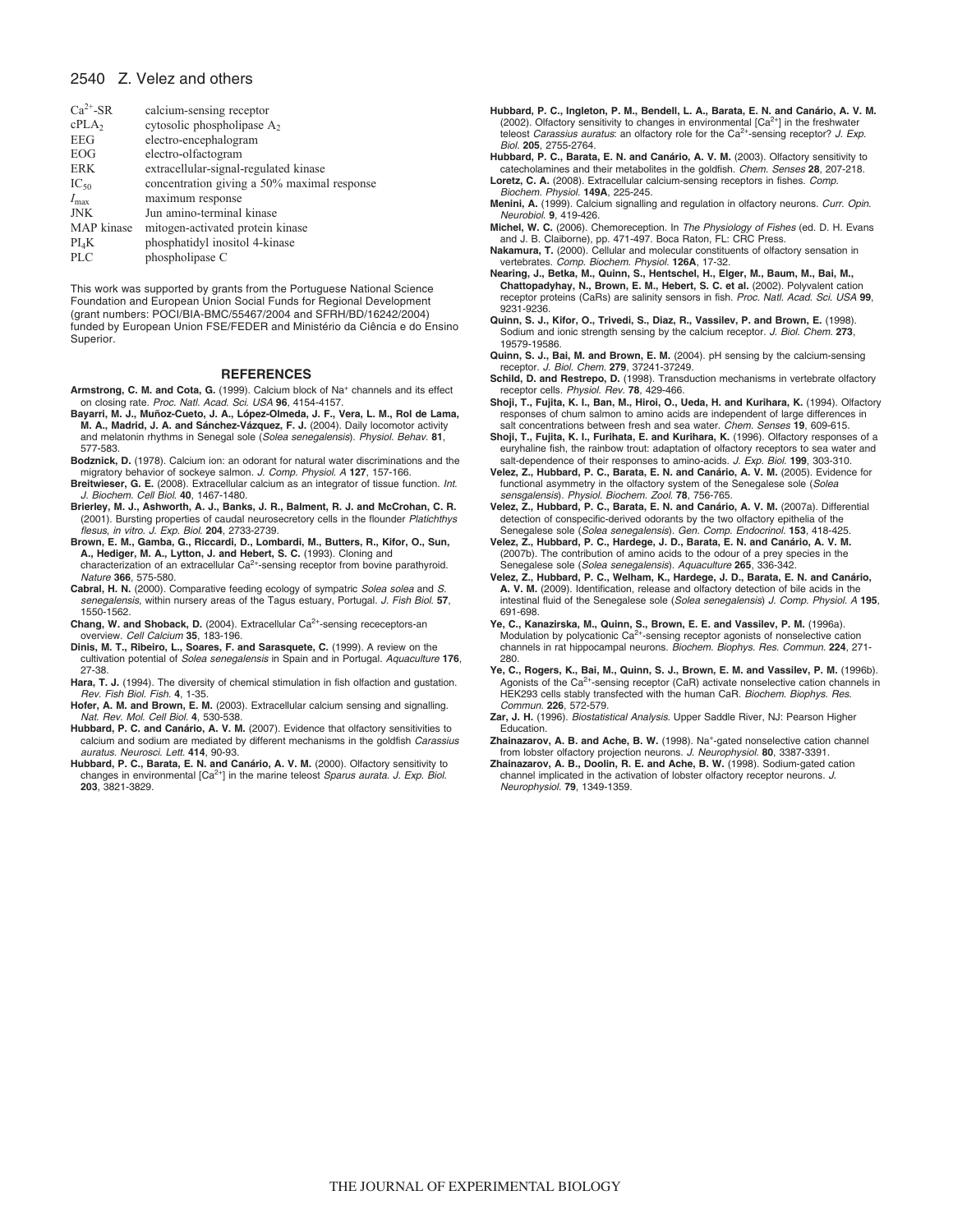| | |
|---|---|
| $Ca^{2+}$-SR | calcium-sensing receptor |
| $cPLA_2$ | cytosolic phospholipase $A_2$ |
| EEG | electro-encephalogram |
| EOG | electro-olfactogram |
| ERK | extracellular-signal-regulated kinase |
| $IC_{50}$ | concentration giving a 50% maximal response |
| $I_{max}$ | maximum response |
| JNK | Jun amino-terminal kinase |
| MAP kinase | mitogen-activated protein kinase |
| $PI_4K$ | phosphatidyl inositol 4-kinase |
| PLC | phospholipase C |

This work was supported by grants from the Portuguese National Science Foundation and European Union Social Funds for Regional Development (grant numbers: POCI/BIA-BMC/55467/2004 and SFRH/BD/16242/2004) funded by European Union FSE/FEDER and Ministério da Ciência e do Ensino Superior.

## REFERENCES

**Armstrong, C. M. and Cota, G.** (1999). Calcium block of $Na^+$ channels and its effect on closing rate. *Proc. Natl. Acad. Sci. USA* **96**, 4154-4157.

**Bayarri, M. J., Muñoz-Cueto, J. A., López-Olmeda, J. F., Vera, L. M., Rol de Lama, M. A., Madrid, J. A. and Sánchez-Vázquez, F. J.** (2004). Daily locomotor activity and melatonin rhythms in Senegal sole (*Solea senegalensis*). *Physiol. Behav.* **81**, 577-583.

**Bodznick, D.** (1978). Calcium ion: an odorant for natural water discriminations and the migratory behavior of sockeye salmon. *J. Comp. Physiol. A* **127**, 157-166.

**Breitwieser, G. E.** (2008). Extracellular calcium as an integrator of tissue function. *Int. J. Biochem. Cell Biol.* **40**, 1467-1480.

**Brierley, M. J., Ashworth, A. J., Banks, J. R., Balment, R. J. and McCrohan, C. R.** (2001). Bursting properties of caudal neurosecretory cells in the flounder *Platichthys flesus*, *in vitro*. *J. Exp. Biol.* **204**, 2733-2739.

**Brown, E. M., Gamba, G., Riccardi, D., Lombardi, M., Butters, R., Kifor, O., Sun, A., Hediger, M. A., Lytton, J. and Hebert, S. C.** (1993). Cloning and characterization of an extracellular $Ca^{2+}$-sensing receptor from bovine parathyroid. *Nature* **366**, 575-580.

**Cabral, H. N.** (2000). Comparative feeding ecology of sympatric *Solea solea* and *S. senegalensis*, within nursery areas of the Tagus estuary, Portugal. *J. Fish Biol.* **57**, 1550-1562.

**Chang, W. and Shoback, D.** (2004). Extracellular $Ca^{2+}$-sensing receceptors-an overview. *Cell Calcium* **35**, 183-196.

**Dinis, M. T., Ribeiro, L., Soares, F. and Sarasquete, C.** (1999). A review on the cultivation potential of *Solea senegalensis* in Spain and in Portugal. *Aquaculture* **176**, 27-38.

**Hara, T. J.** (1994). The diversity of chemical stimulation in fish olfaction and gustation. *Rev. Fish Biol. Fish.* **4**, 1-35.

**Hofer, A. M. and Brown, E. M.** (2003). Extracellular calcium sensing and signalling. *Nat. Rev. Mol. Cell Biol.* **4**, 530-538.

**Hubbard, P. C. and Canário, A. V. M.** (2007). Evidence that olfactory sensitivities to calcium and sodium are mediated by different mechanisms in the goldfish *Carassius auratus*. *Neurosci. Lett.* **414**, 90-93.

**Hubbard, P. C., Barata, E. N. and Canário, A. V. M.** (2000). Olfactory sensitivity to changes in environmental [$Ca^{2+}$] in the marine teleost *Sparus aurata*. *J. Exp. Biol.* **203**, 3821-3829.

**Hubbard, P. C., Ingleton, P. M., Bendell, L. A., Barata, E. N. and Canário, A. V. M.** (2002). Olfactory sensitivity to changes in environmental [$Ca^{2+}$] in the freshwater teleost *Carassius auratus*: an olfactory role for the $Ca^{2+}$-sensing receptor? *J. Exp. Biol.* **205**, 2755-2764.

**Hubbard, P. C., Barata, E. N. and Canário, A. V. M.** (2003). Olfactory sensitivity to catecholamines and their metabolites in the goldfish. *Chem. Senses* **28**, 207-218.

**Loretz, C. A.** (2008). Extracellular calcium-sensing receptors in fishes. *Comp. Biochem. Physiol.* **149A**, 225-245.

**Menini, A.** (1999). Calcium signalling and regulation in olfactory neurons. *Curr. Opin. Neurobiol.* **9**, 419-426.

**Michel, W. C.** (2006). Chemoreception. In *The Physiology of Fishes* (ed. D. H. Evans and J. B. Claiborne), pp. 471-497. Boca Raton, FL: CRC Press.

**Nakamura, T.** (2000). Cellular and molecular constituents of olfactory sensation in vertebrates. *Comp. Biochem. Physiol.* **126A**, 17-32.

**Nearing, J., Betka, M., Quinn, S., Hentschel, H., Elger, M., Baum, M., Bai, M., Chattopadyhay, N., Brown, E. M., Hebert, S. C. et al.** (2002). Polyvalent cation receptor proteins (CaRs) are salinity sensors in fish. *Proc. Natl. Acad. Sci. USA* **99**, 9231-9236.

**Quinn, S. J., Kifor, O., Trivedi, S., Diaz, R., Vassilev, P. and Brown, E.** (1998). Sodium and ionic strength sensing by the calcium receptor. *J. Biol. Chem.* **273**, 19579-19586.

**Quinn, S. J., Bai, M. and Brown, E. M.** (2004). pH sensing by the calcium-sensing receptor. *J. Biol. Chem.* **279**, 37241-37249.

**Schild, D. and Restrepo, D.** (1998). Transduction mechanisms in vertebrate olfactory receptor cells. *Physiol. Rev.* **78**, 429-466.

**Shoji, T., Fujita, K. I., Ban, M., Hiroi, O., Ueda, H. and Kurihara, K.** (1994). Olfactory responses of chum salmon to amino acids are independent of large differences in salt concentrations between fresh and sea water. *Chem. Senses* **19**, 609-615.

**Shoji, T., Fujita, K. I., Furihata, E. and Kurihara, K.** (1996). Olfactory responses of a euryhaline fish, the rainbow trout: adaptation of olfactory receptors to sea water and salt-dependence of their responses to amino-acids. *J. Exp. Biol.* **199**, 303-310.

**Velez, Z., Hubbard, P. C., Barata, E. N. and Canário, A. V. M.** (2005). Evidence for functional asymmetry in the olfactory system of the Senegalese sole (*Solea sensgalensis*). *Physiol. Biochem. Zool.* **78**, 756-765.

**Velez, Z., Hubbard, P. C., Barata, E. N. and Canário, A. V. M.** (2007a). Differential detection of conspecific-derived odorants by the two olfactory epithelia of the Senegalese sole (*Solea senegalensis*). *Gen. Comp. Endocrinol.* **153**, 418-425.

**Velez, Z., Hubbard, P. C., Hardege, J. D., Barata, E. N. and Canário, A. V. M.** (2007b). The contribution of amino acids to the odour of a prey species in the Senegalese sole (*Solea senegalensis*). *Aquaculture* **265**, 336-342.

**Velez, Z., Hubbard, P. C., Welham, K., Hardege, J. D., Barata, E. N. and Canário, A. V. M.** (2009). Identification, release and olfactory detection of bile acids in the intestinal fluid of the Senegalese sole (*Solea senegalensis*) *J. Comp. Physiol. A* **195**, 691-698.

**Ye, C., Kanazirska, M., Quinn, S., Brown, E. E. and Vassilev, P. M.** (1996a). Modulation by polycationic $Ca^{2+}$-sensing receptor agonists of nonselective cation channels in rat hippocampal neurons. *Biochem. Biophys. Res. Commun.* **224**, 271-280.

**Ye, C., Rogers, K., Bai, M., Quinn, S. J., Brown, E. M. and Vassilev, P. M.** (1996b). Agonists of the $Ca^{2+}$-sensing receptor (CaR) activate nonselective cation channels in HEK293 cells stably transfected with the human CaR. *Biochem. Biophys. Res. Commun.* **226**, 572-579.

**Zar, J. H.** (1996). *Biostatistical Analysis*. Upper Saddle River, NJ: Pearson Higher Education.

**Zhainazarov, A. B. and Ache, B. W.** (1998). $Na^+$-gated nonselective cation channel from lobster olfactory projection neurons. *J. Neurophysiol.* **80**, 3387-3391.

**Zhainazarov, A. B., Doolin, R. E. and Ache, B. W.** (1998). Sodium-gated cation channel implicated in the activation of lobster olfactory receptor neurons. *J. Neurophysiol.* **79**, 1349-1359.